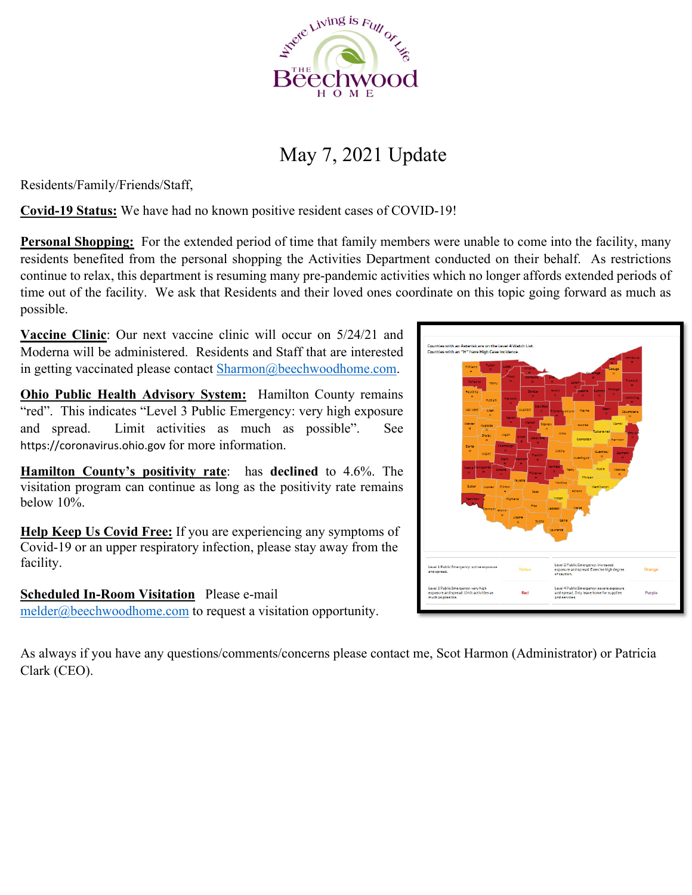# May 7, 2021 Update

Residents/Family/Friends/Staff,

**Covid-19 Status:** We have had no known positive resident cases of COVID-19!

**Personal Shopping:** For the extended period of time that family members were unable to come into the facility, many residents benefited from the personal shopping the Activities Department conducted on their behalf. As restrictions continue to relax, this department is resuming many pre-pandemic activities which no longer affords extended periods of time out of the facility. We ask that Residents and their loved ones coordinate on this topic going forward as much as possible.

**Vaccine Clinic**: Our next vaccine clinic will occur on 5/24/21 and Moderna will be administered. Residents and Staff that are interested in getting vaccinated please contact Sharmon@beechwoodhome.com.

**Ohio Public Health Advisory System:** Hamilton County remains "red". This indicates "Level 3 Public Emergency: very high exposure and spread. Limit activities as much as possible". See https://coronavirus.ohio.gov for more information.

**Hamilton County's positivity rate**: has **declined** to 4.6%. The visitation program can continue as long as the positivity rate remains below 10%.

**Help Keep Us Covid Free:** If you are experiencing any symptoms of Covid-19 or an upper respiratory infection, please stay away from the facility.

**Scheduled In-Room Visitation** Please e-mail melder@beechwoodhome.com to request a visitation opportunity.

As always if you have any questions/comments/concerns please contact me, Scot Harmon (Administrator) or Patricia Clark (CEO).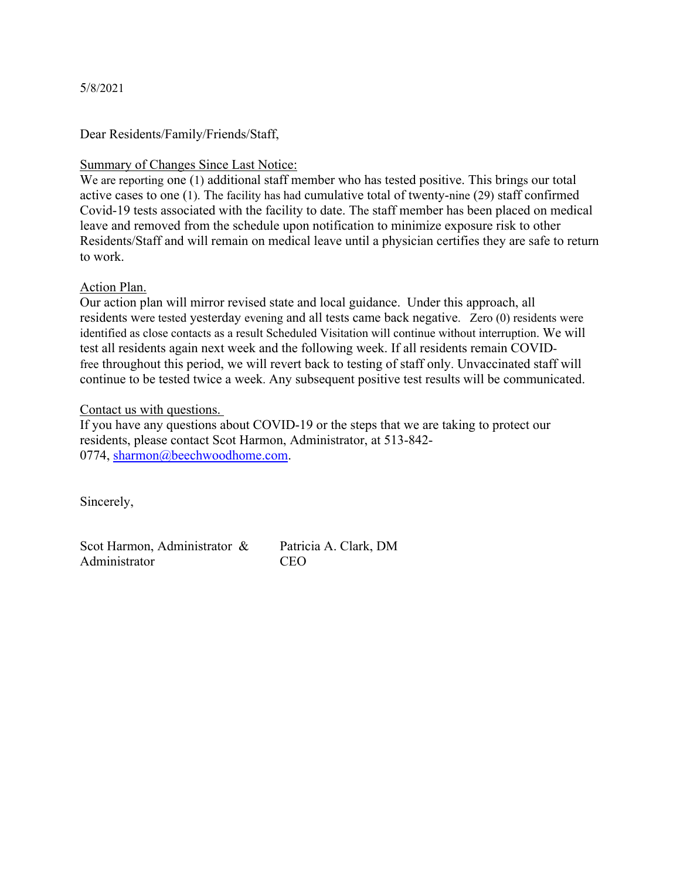5/8/2021

Dear Residents/Family/Friends/Staff,

Summary of Changes Since Last Notice:

We are reporting one (1) additional staff member who has tested positive. This brings our total active cases to one (1). The facility has had cumulative total of twenty-nine (29) staff confirmed Covid-19 tests associated with the facility to date. The staff member has been placed on medical leave and removed from the schedule upon notification to minimize exposure risk to other Residents/Staff and will remain on medical leave until a physician certifies they are safe to return to work.

Action Plan.

Our action plan will mirror revised state and local guidance. Under this approach, all residents were tested yesterday evening and all tests came back negative. Zero (0) residents were identified as close contacts as a result Scheduled Visitation will continue without interruption. We will test all residents again next week and the following week. If all residents remain COVID-free throughout this period, we will revert back to testing of staff only. Unvaccinated staff will continue to be tested twice a week. Any subsequent positive test results will be communicated.

Contact us with questions.

If you have any questions about COVID-19 or the steps that we are taking to protect our residents, please contact Scot Harmon, Administrator, at 513-842-0774, sharmon@beechwoodhome.com.

Sincerely,

Scot Harmon, Administrator & Administrator

Patricia A. Clark, DM
CEO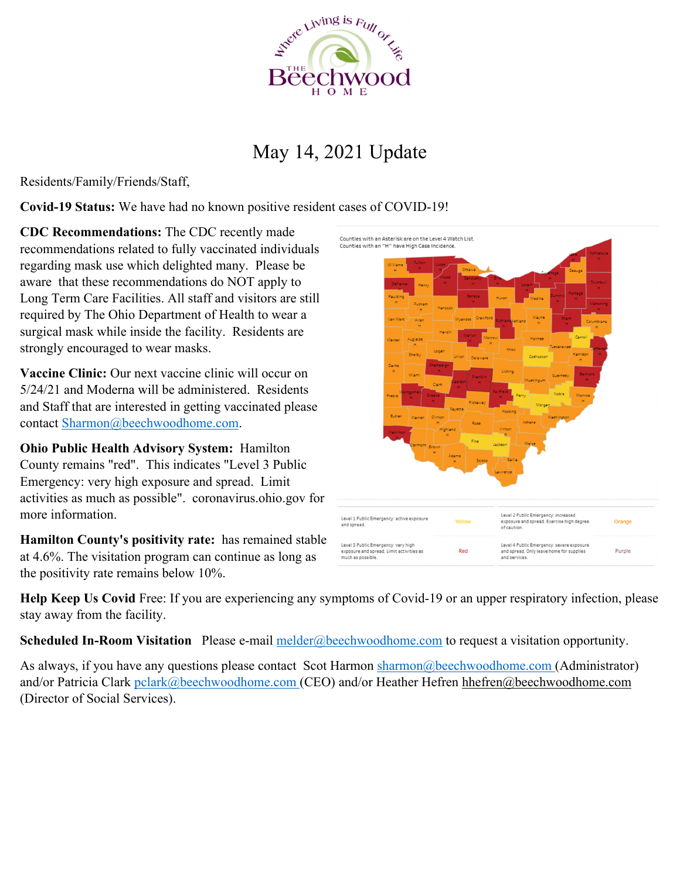# May 14, 2021 Update

Residents/Family/Friends/Staff,

**Covid-19 Status:** We have had no known positive resident cases of COVID-19!

**CDC Recommendations:** The CDC recently made recommendations related to fully vaccinated individuals regarding mask use which delighted many. Please be aware that these recommendations do NOT apply to Long Term Care Facilities. All staff and visitors are still required by The Ohio Department of Health to wear a surgical mask while inside the facility. Residents are strongly encouraged to wear masks.

**Vaccine Clinic:** Our next vaccine clinic will occur on 5/24/21 and Moderna will be administered. Residents and Staff that are interested in getting vaccinated please contact Sharmon@beechwoodhome.com.

**Ohio Public Health Advisory System:** Hamilton County remains "red". This indicates "Level 3 Public Emergency: very high exposure and spread. Limit activities as much as possible". coronavirus.ohio.gov for more information.

**Hamilton County's positivity rate:** has remained stable at 4.6%. The visitation program can continue as long as the positivity rate remains below 10%.

Counties with an Asterisk are on the Level 4 Watch List.
Counties with an "H" have High Case Incidence.

| Level 1 Public Emergency: active exposure and spread. | Yellow | Level 2 Public Emergency: increased exposure and spread. Exercise high degree of caution. | Orange |
|---|---|---|---|
| Level 3 Public Emergency: very high exposure and spread. Limit activities as much as possible. | Red | Level 4 Public Emergency: severe exposure and spread. Only leave home for supplies and services. | Purple |

**Help Keep Us Covid** Free: If you are experiencing any symptoms of Covid-19 or an upper respiratory infection, please stay away from the facility.

**Scheduled In-Room Visitation** Please e-mail melder@beechwoodhome.com to request a visitation opportunity.

As always, if you have any questions please contact Scot Harmon sharmon@beechwoodhome.com (Administrator) and/or Patricia Clark pclark@beechwoodhome.com (CEO) and/or Heather Hefren hhefren@beechwoodhome.com (Director of Social Services).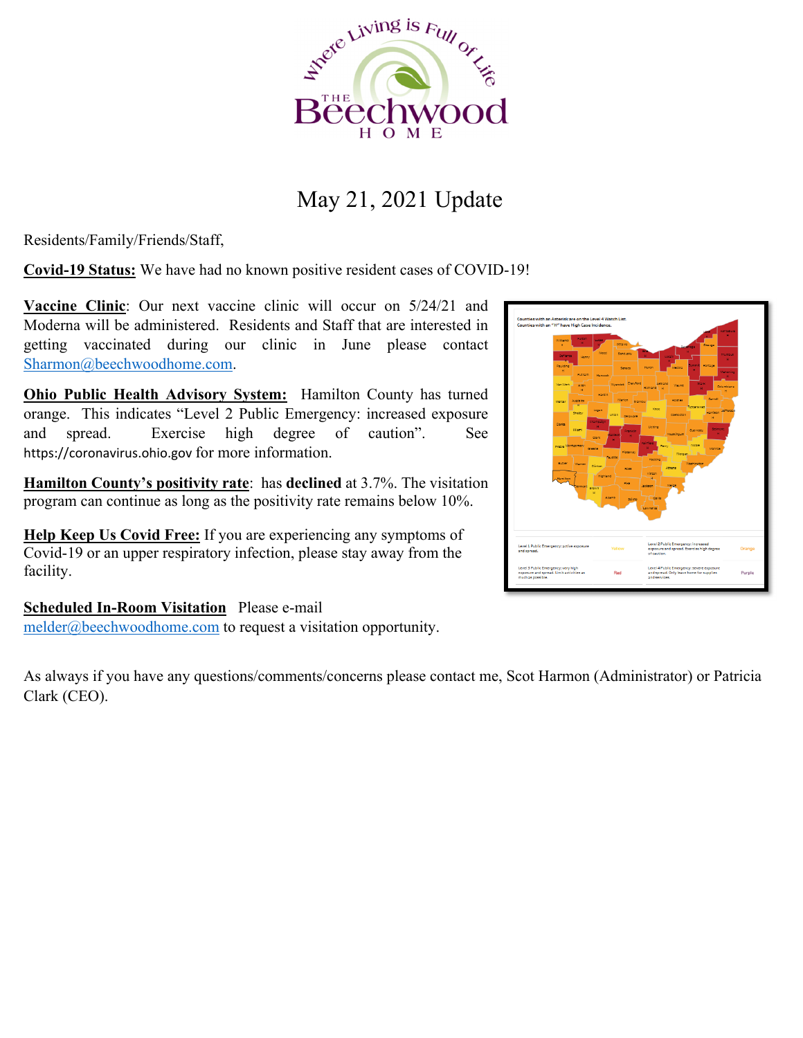# The Beechwood Home

*Where Living is Full of Life*

## May 21, 2021 Update

Residents/Family/Friends/Staff,

**Covid-19 Status:** We have had no known positive resident cases of COVID-19!

**Vaccine Clinic**: Our next vaccine clinic will occur on 5/24/21 and Moderna will be administered. Residents and Staff that are interested in getting vaccinated during our clinic in June please contact Sharmon@beechwoodhome.com.

**Ohio Public Health Advisory System:** Hamilton County has turned orange. This indicates "Level 2 Public Emergency: increased exposure and spread. Exercise high degree of caution". See https://coronavirus.ohio.gov for more information.

**Hamilton County's positivity rate**: has **declined** at 3.7%. The visitation program can continue as long as the positivity rate remains below 10%.

**Help Keep Us Covid Free:** If you are experiencing any symptoms of Covid-19 or an upper respiratory infection, please stay away from the facility.

**Scheduled In-Room Visitation** Please e-mail melder@beechwoodhome.com to request a visitation opportunity.

As always if you have any questions/comments/concerns please contact me, Scot Harmon (Administrator) or Patricia Clark (CEO).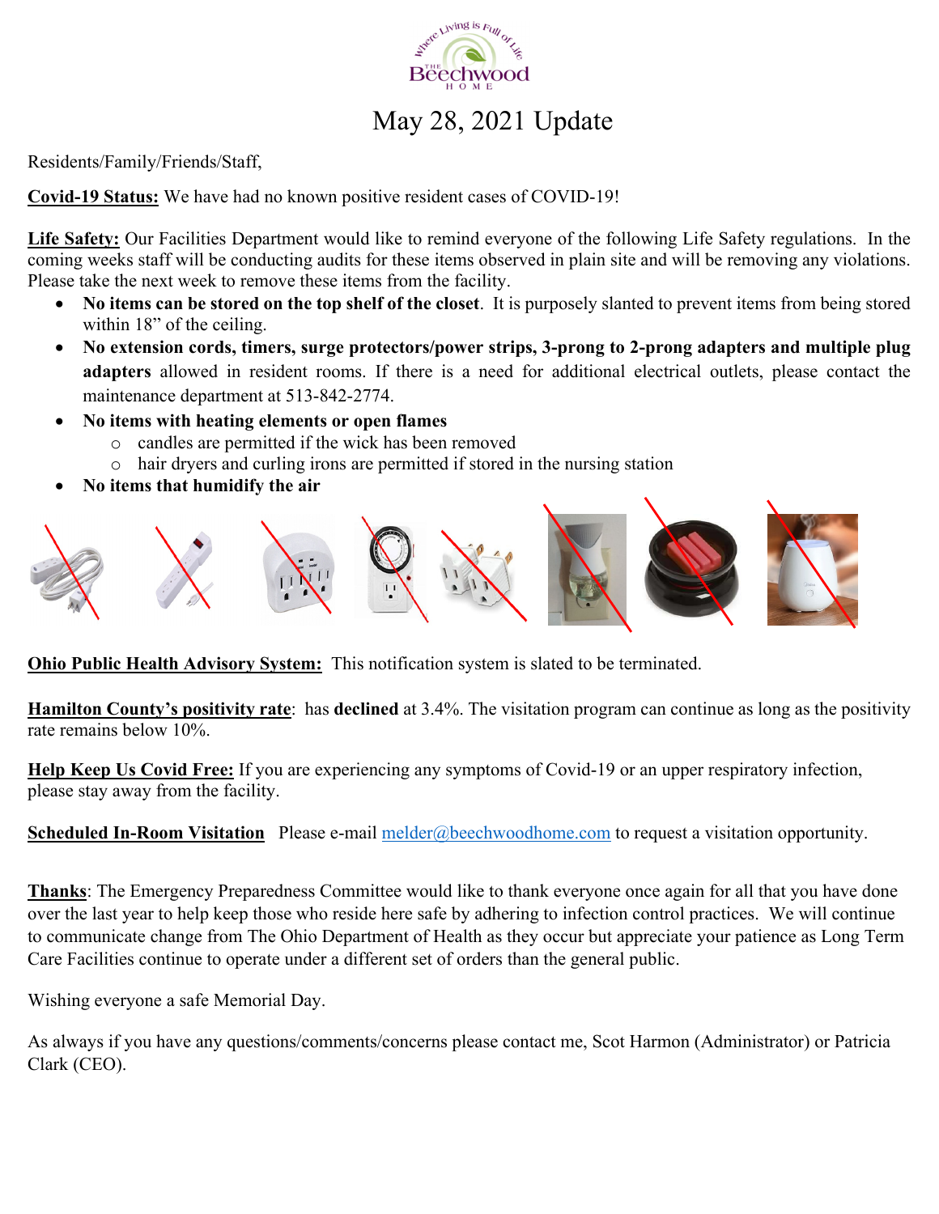# May 28, 2021 Update

Residents/Family/Friends/Staff,

**Covid-19 Status:** We have had no known positive resident cases of COVID-19!

**Life Safety:** Our Facilities Department would like to remind everyone of the following Life Safety regulations. In the coming weeks staff will be conducting audits for these items observed in plain site and will be removing any violations. Please take the next week to remove these items from the facility.

- **No items can be stored on the top shelf of the closet**. It is purposely slanted to prevent items from being stored within 18" of the ceiling.
- **No extension cords, timers, surge protectors/power strips, 3-prong to 2-prong adapters and multiple plug adapters** allowed in resident rooms. If there is a need for additional electrical outlets, please contact the maintenance department at 513-842-2774.
- **No items with heating elements or open flames**
  - candles are permitted if the wick has been removed
  - hair dryers and curling irons are permitted if stored in the nursing station
- **No items that humidify the air**

**Ohio Public Health Advisory System:** This notification system is slated to be terminated.

**Hamilton County's positivity rate**: has **declined** at 3.4%. The visitation program can continue as long as the positivity rate remains below 10%.

**Help Keep Us Covid Free:** If you are experiencing any symptoms of Covid-19 or an upper respiratory infection, please stay away from the facility.

**Scheduled In-Room Visitation** Please e-mail melder@beechwoodhome.com to request a visitation opportunity.

**Thanks**: The Emergency Preparedness Committee would like to thank everyone once again for all that you have done over the last year to help keep those who reside here safe by adhering to infection control practices. We will continue to communicate change from The Ohio Department of Health as they occur but appreciate your patience as Long Term Care Facilities continue to operate under a different set of orders than the general public.

Wishing everyone a safe Memorial Day.

As always if you have any questions/comments/concerns please contact me, Scot Harmon (Administrator) or Patricia Clark (CEO).